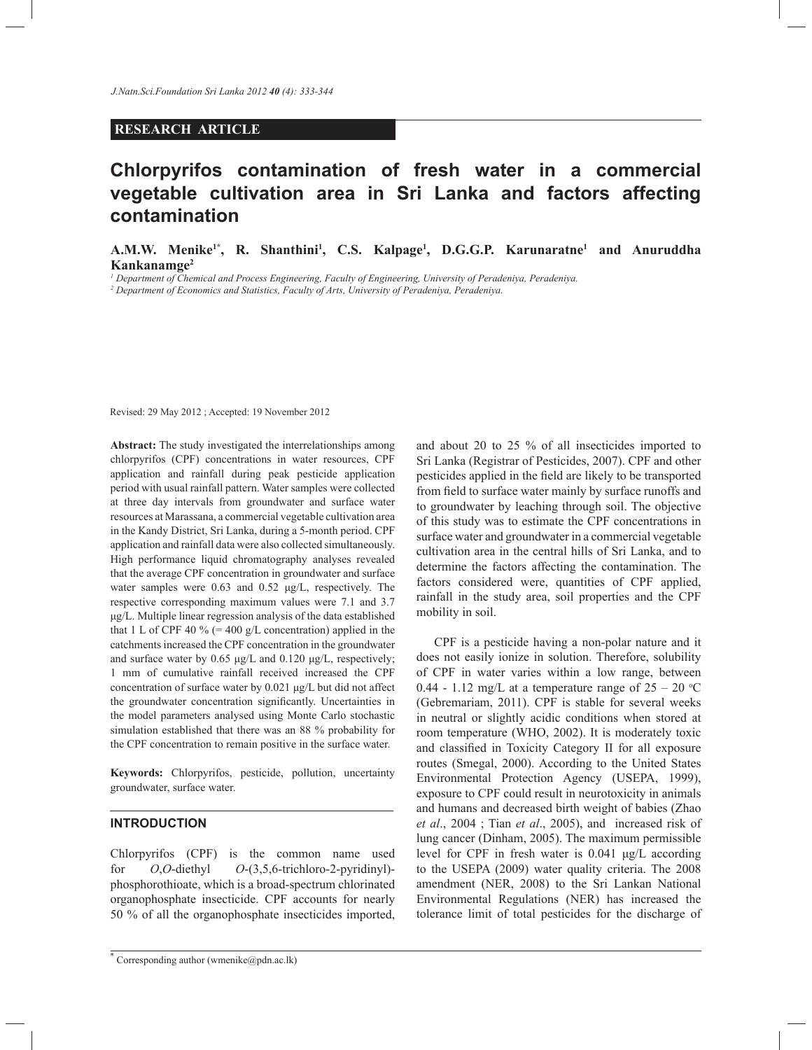**RESEARCH ARTICLE**

# Chlorpyrifos contamination of fresh water in a commercial vegetable cultivation area in Sri Lanka and factors affecting contamination

**A.M.W. Menike[1*], R. Shanthini[1], C.S. Kalpage[1], D.G.G.P. Karunaratne[1] and Anuruddha Kankanamge[2]**

[1] *Department of Chemical and Process Engineering, Faculty of Engineering, University of Peradeniya, Peradeniya.*

[2] *Department of Economics and Statistics, Faculty of Arts, University of Peradeniya, Peradeniya.*

Revised: 29 May 2012 ; Accepted: 19 November 2012

**Abstract:** The study investigated the interrelationships among chlorpyrifos (CPF) concentrations in water resources, CPF application and rainfall during peak pesticide application period with usual rainfall pattern. Water samples were collected at three day intervals from groundwater and surface water resources at Marassana, a commercial vegetable cultivation area in the Kandy District, Sri Lanka, during a 5-month period. CPF application and rainfall data were also collected simultaneously. High performance liquid chromatography analyses revealed that the average CPF concentration in groundwater and surface water samples were 0.63 and 0.52 μg/L, respectively. The respective corresponding maximum values were 7.1 and 3.7 μg/L. Multiple linear regression analysis of the data established that 1 L of CPF 40 % (= 400 g/L concentration) applied in the catchments increased the CPF concentration in the groundwater and surface water by 0.65 μg/L and 0.120 μg/L, respectively; 1 mm of cumulative rainfall received increased the CPF concentration of surface water by 0.021 μg/L but did not affect the groundwater concentration significantly. Uncertainties in the model parameters analysed using Monte Carlo stochastic simulation established that there was an 88 % probability for the CPF concentration to remain positive in the surface water.

**Keywords:** Chlorpyrifos, pesticide, pollution, uncertainty groundwater, surface water.

## INTRODUCTION

Chlorpyrifos (CPF) is the common name used for *O*,*O*-diethyl *O*-(3,5,6-trichloro-2-pyridinyl)-phosphorothioate, which is a broad-spectrum chlorinated organophosphate insecticide. CPF accounts for nearly 50 % of all the organophosphate insecticides imported, and about 20 to 25 % of all insecticides imported to Sri Lanka (Registrar of Pesticides, 2007). CPF and other pesticides applied in the field are likely to be transported from field to surface water mainly by surface runoffs and to groundwater by leaching through soil. The objective of this study was to estimate the CPF concentrations in surface water and groundwater in a commercial vegetable cultivation area in the central hills of Sri Lanka, and to determine the factors affecting the contamination. The factors considered were, quantities of CPF applied, rainfall in the study area, soil properties and the CPF mobility in soil.

CPF is a pesticide having a non-polar nature and it does not easily ionize in solution. Therefore, solubility of CPF in water varies within a low range, between 0.44 - 1.12 mg/L at a temperature range of 25 – 20 °C (Gebremariam, 2011). CPF is stable for several weeks in neutral or slightly acidic conditions when stored at room temperature (WHO, 2002). It is moderately toxic and classified in Toxicity Category II for all exposure routes (Smegal, 2000). According to the United States Environmental Protection Agency (USEPA, 1999), exposure to CPF could result in neurotoxicity in animals and humans and decreased birth weight of babies (Zhao *et al*., 2004 ; Tian *et al*., 2005), and increased risk of lung cancer (Dinham, 2005). The maximum permissible level for CPF in fresh water is 0.041 μg/L according to the USEPA (2009) water quality criteria. The 2008 amendment (NER, 2008) to the Sri Lankan National Environmental Regulations (NER) has increased the tolerance limit of total pesticides for the discharge of

* Corresponding author (wmenike@pdn.ac.lk)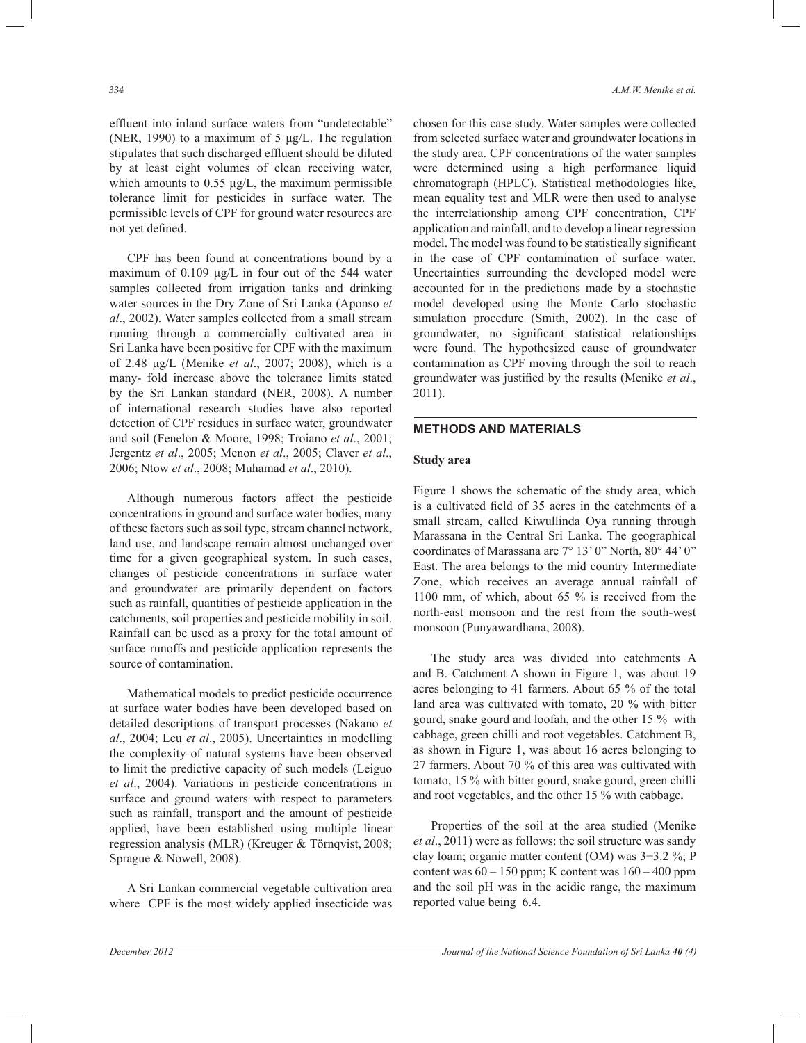effluent into inland surface waters from "undetectable" (NER, 1990) to a maximum of 5 µg/L. The regulation stipulates that such discharged effluent should be diluted by at least eight volumes of clean receiving water, which amounts to 0.55 µg/L, the maximum permissible tolerance limit for pesticides in surface water. The permissible levels of CPF for ground water resources are not yet defined.

CPF has been found at concentrations bound by a maximum of 0.109 µg/L in four out of the 544 water samples collected from irrigation tanks and drinking water sources in the Dry Zone of Sri Lanka (Aponso *et al*., 2002). Water samples collected from a small stream running through a commercially cultivated area in Sri Lanka have been positive for CPF with the maximum of 2.48 µg/L (Menike *et al*., 2007; 2008), which is a many- fold increase above the tolerance limits stated by the Sri Lankan standard (NER, 2008). A number of international research studies have also reported detection of CPF residues in surface water, groundwater and soil (Fenelon & Moore, 1998; Troiano *et al*., 2001; Jergentz *et al*., 2005; Menon *et al*., 2005; Claver *et al*., 2006; Ntow *et al*., 2008; Muhamad *et al*., 2010).

Although numerous factors affect the pesticide concentrations in ground and surface water bodies, many of these factors such as soil type, stream channel network, land use, and landscape remain almost unchanged over time for a given geographical system. In such cases, changes of pesticide concentrations in surface water and groundwater are primarily dependent on factors such as rainfall, quantities of pesticide application in the catchments, soil properties and pesticide mobility in soil. Rainfall can be used as a proxy for the total amount of surface runoffs and pesticide application represents the source of contamination.

Mathematical models to predict pesticide occurrence at surface water bodies have been developed based on detailed descriptions of transport processes (Nakano *et al*., 2004; Leu *et al*., 2005). Uncertainties in modelling the complexity of natural systems have been observed to limit the predictive capacity of such models (Leiguo *et al*., 2004). Variations in pesticide concentrations in surface and ground waters with respect to parameters such as rainfall, transport and the amount of pesticide applied, have been established using multiple linear regression analysis (MLR) (Kreuger & Törnqvist, 2008; Sprague & Nowell, 2008).

A Sri Lankan commercial vegetable cultivation area where CPF is the most widely applied insecticide was chosen for this case study. Water samples were collected from selected surface water and groundwater locations in the study area. CPF concentrations of the water samples were determined using a high performance liquid chromatograph (HPLC). Statistical methodologies like, mean equality test and MLR were then used to analyse the interrelationship among CPF concentration, CPF application and rainfall, and to develop a linear regression model. The model was found to be statistically significant in the case of CPF contamination of surface water. Uncertainties surrounding the developed model were accounted for in the predictions made by a stochastic model developed using the Monte Carlo stochastic simulation procedure (Smith, 2002). In the case of groundwater, no significant statistical relationships were found. The hypothesized cause of groundwater contamination as CPF moving through the soil to reach groundwater was justified by the results (Menike *et al*., 2011).

## METHODS AND MATERIALS

### Study area

Figure 1 shows the schematic of the study area, which is a cultivated field of 35 acres in the catchments of a small stream, called Kiwullinda Oya running through Marassana in the Central Sri Lanka. The geographical coordinates of Marassana are 7° 13' 0" North, 80° 44' 0" East. The area belongs to the mid country Intermediate Zone, which receives an average annual rainfall of 1100 mm, of which, about 65 % is received from the north-east monsoon and the rest from the south-west monsoon (Punyawardhana, 2008).

The study area was divided into catchments A and B. Catchment A shown in Figure 1, was about 19 acres belonging to 41 farmers. About 65 % of the total land area was cultivated with tomato, 20 % with bitter gourd, snake gourd and loofah, and the other 15 % with cabbage, green chilli and root vegetables. Catchment B, as shown in Figure 1, was about 16 acres belonging to 27 farmers. About 70 % of this area was cultivated with tomato, 15 % with bitter gourd, snake gourd, green chilli and root vegetables, and the other 15 % with cabbage**.**

Properties of the soil at the area studied (Menike *et al*., 2011) were as follows: the soil structure was sandy clay loam; organic matter content (OM) was 3−3.2 %; P content was 60 – 150 ppm; K content was 160 – 400 ppm and the soil pH was in the acidic range, the maximum reported value being 6.4.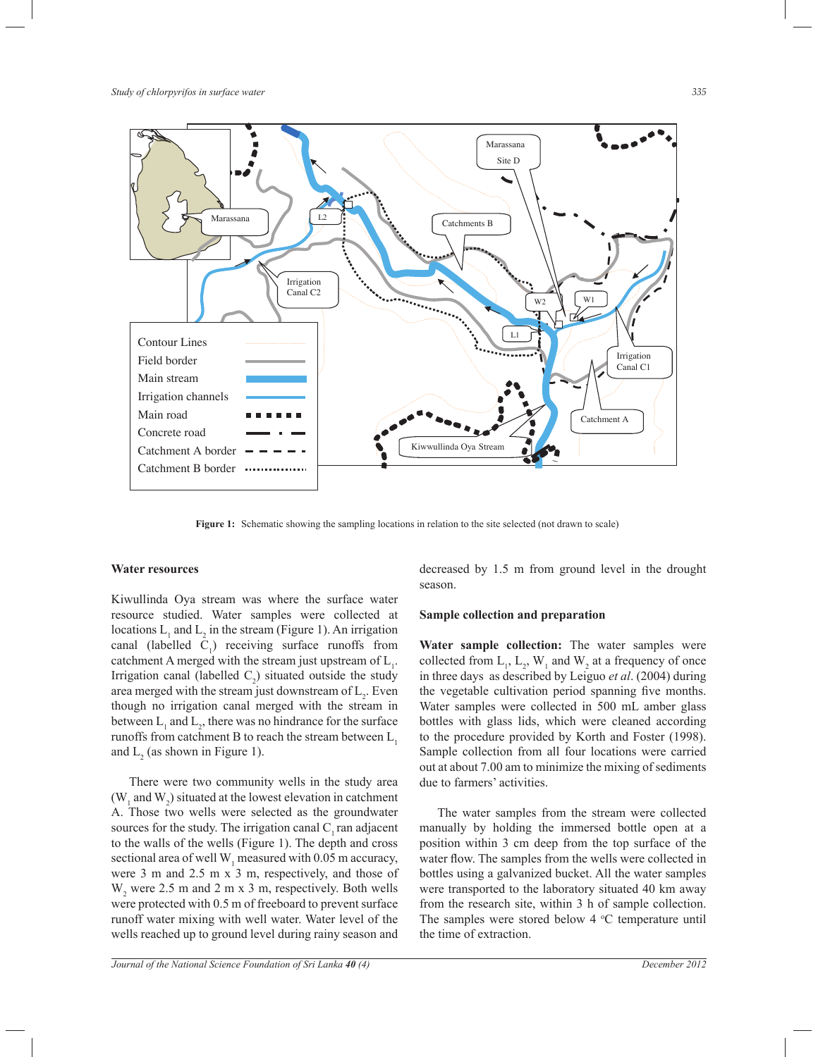Figure 1: Schematic showing the sampling locations in relation to the site selected (not drawn to scale)

## Water resources

Kiwullinda Oya stream was where the surface water resource studied. Water samples were collected at locations $L_1$ and $L_2$ in the stream (Figure 1). An irrigation canal (labelled $C_1$) receiving surface runoffs from catchment A merged with the stream just upstream of $L_1$. Irrigation canal (labelled $C_2$) situated outside the study area merged with the stream just downstream of $L_2$. Even though no irrigation canal merged with the stream in between $L_1$ and $L_2$, there was no hindrance for the surface runoffs from catchment B to reach the stream between $L_1$ and $L_2$ (as shown in Figure 1).

There were two community wells in the study area ($W_1$ and $W_2$) situated at the lowest elevation in catchment A. Those two wells were selected as the groundwater sources for the study. The irrigation canal $C_1$ ran adjacent to the walls of the wells (Figure 1). The depth and cross sectional area of well $W_1$ measured with 0.05 m accuracy, were 3 m and 2.5 m x 3 m, respectively, and those of $W_2$ were 2.5 m and 2 m x 3 m, respectively. Both wells were protected with 0.5 m of freeboard to prevent surface runoff water mixing with well water. Water level of the wells reached up to ground level during rainy season and decreased by 1.5 m from ground level in the drought season.

## Sample collection and preparation

**Water sample collection:** The water samples were collected from $L_1$, $L_2$, $W_1$ and $W_2$ at a frequency of once in three days as described by Leiguo *et al*. (2004) during the vegetable cultivation period spanning five months. Water samples were collected in 500 mL amber glass bottles with glass lids, which were cleaned according to the procedure provided by Korth and Foster (1998). Sample collection from all four locations were carried out at about 7.00 am to minimize the mixing of sediments due to farmers' activities.

The water samples from the stream were collected manually by holding the immersed bottle open at a position within 3 cm deep from the top surface of the water flow. The samples from the wells were collected in bottles using a galvanized bucket. All the water samples were transported to the laboratory situated 40 km away from the research site, within 3 h of sample collection. The samples were stored below 4 °C temperature until the time of extraction.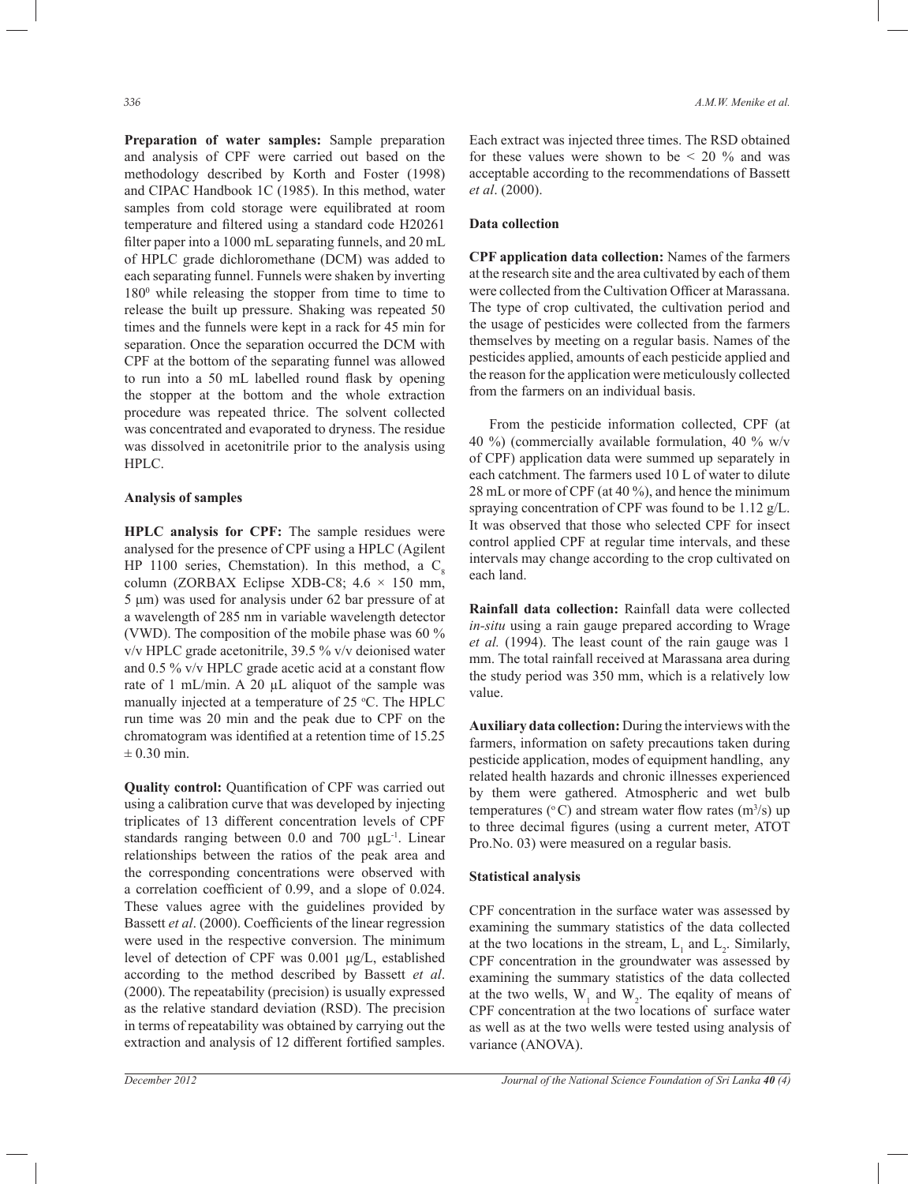**Preparation of water samples:** Sample preparation and analysis of CPF were carried out based on the methodology described by Korth and Foster (1998) and CIPAC Handbook 1C (1985). In this method, water samples from cold storage were equilibrated at room temperature and filtered using a standard code H20261 filter paper into a 1000 mL separating funnels, and 20 mL of HPLC grade dichloromethane (DCM) was added to each separating funnel. Funnels were shaken by inverting $180^0$ while releasing the stopper from time to time to release the built up pressure. Shaking was repeated 50 times and the funnels were kept in a rack for 45 min for separation. Once the separation occurred the DCM with CPF at the bottom of the separating funnel was allowed to run into a 50 mL labelled round flask by opening the stopper at the bottom and the whole extraction procedure was repeated thrice. The solvent collected was concentrated and evaporated to dryness. The residue was dissolved in acetonitrile prior to the analysis using HPLC.

### Analysis of samples

**HPLC analysis for CPF:** The sample residues were analysed for the presence of CPF using a HPLC (Agilent HP 1100 series, Chemstation). In this method, a $C_8$ column (ZORBAX Eclipse XDB-C8; 4.6 × 150 mm, 5 µm) was used for analysis under 62 bar pressure of at a wavelength of 285 nm in variable wavelength detector (VWD). The composition of the mobile phase was 60 % v/v HPLC grade acetonitrile, 39.5 % v/v deionised water and 0.5 % v/v HPLC grade acetic acid at a constant flow rate of 1 mL/min. A 20 µL aliquot of the sample was manually injected at a temperature of 25 °C. The HPLC run time was 20 min and the peak due to CPF on the chromatogram was identified at a retention time of 15.25 ± 0.30 min.

**Quality control:** Quantification of CPF was carried out using a calibration curve that was developed by injecting triplicates of 13 different concentration levels of CPF standards ranging between 0.0 and 700 $\mu gL^{-1}$. Linear relationships between the ratios of the peak area and the corresponding concentrations were observed with a correlation coefficient of 0.99, and a slope of 0.024. These values agree with the guidelines provided by Bassett *et al*. (2000). Coefficients of the linear regression were used in the respective conversion. The minimum level of detection of CPF was 0.001 µg/L, established according to the method described by Bassett *et al*. (2000). The repeatability (precision) is usually expressed as the relative standard deviation (RSD). The precision in terms of repeatability was obtained by carrying out the extraction and analysis of 12 different fortified samples. Each extract was injected three times. The RSD obtained for these values were shown to be < 20 % and was acceptable according to the recommendations of Bassett *et al*. (2000).

### Data collection

**CPF application data collection:** Names of the farmers at the research site and the area cultivated by each of them were collected from the Cultivation Officer at Marassana. The type of crop cultivated, the cultivation period and the usage of pesticides were collected from the farmers themselves by meeting on a regular basis. Names of the pesticides applied, amounts of each pesticide applied and the reason for the application were meticulously collected from the farmers on an individual basis.

From the pesticide information collected, CPF (at 40 %) (commercially available formulation, 40 % w/v of CPF) application data were summed up separately in each catchment. The farmers used 10 L of water to dilute 28 mL or more of CPF (at 40 %), and hence the minimum spraying concentration of CPF was found to be 1.12 g/L. It was observed that those who selected CPF for insect control applied CPF at regular time intervals, and these intervals may change according to the crop cultivated on each land.

**Rainfall data collection:** Rainfall data were collected *in-situ* using a rain gauge prepared according to Wrage *et al.* (1994). The least count of the rain gauge was 1 mm. The total rainfall received at Marassana area during the study period was 350 mm, which is a relatively low value.

**Auxiliary data collection:** During the interviews with the farmers, information on safety precautions taken during pesticide application, modes of equipment handling, any related health hazards and chronic illnesses experienced by them were gathered. Atmospheric and wet bulb temperatures (°C) and stream water flow rates ($m^3/s$) up to three decimal figures (using a current meter, ATOT Pro.No. 03) were measured on a regular basis.

### Statistical analysis

CPF concentration in the surface water was assessed by examining the summary statistics of the data collected at the two locations in the stream, $L_1$ and $L_2$. Similarly, CPF concentration in the groundwater was assessed by examining the summary statistics of the data collected at the two wells, $W_1$ and $W_2$. The eqality of means of CPF concentration at the two locations of surface water as well as at the two wells were tested using analysis of variance (ANOVA).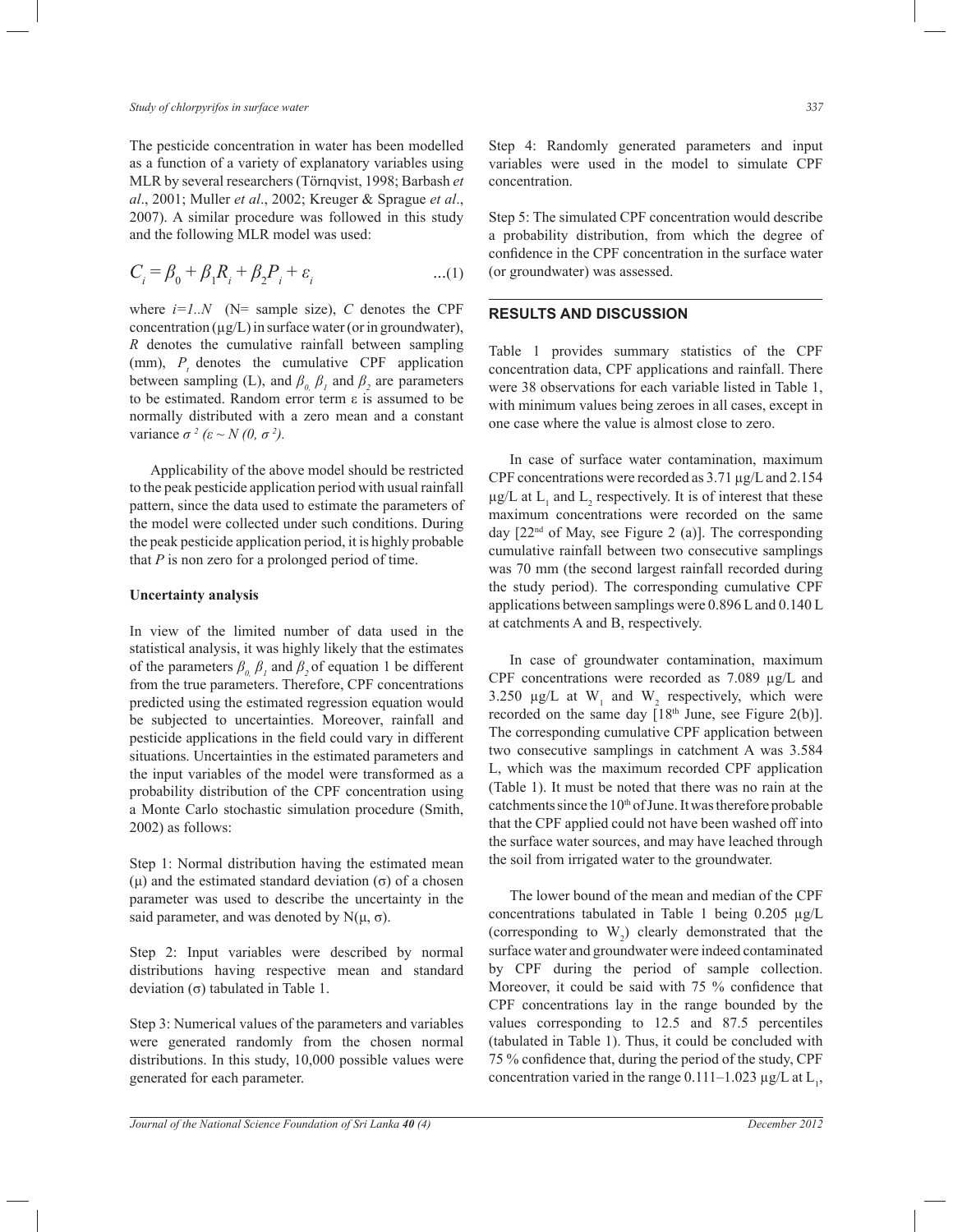The pesticide concentration in water has been modelled as a function of a variety of explanatory variables using MLR by several researchers (Törnqvist, 1998; Barbash *et al*., 2001; Muller *et al*., 2002; Kreuger & Sprague *et al*., 2007). A similar procedure was followed in this study and the following MLR model was used:

$$C_i = \beta_0 + \beta_1 R_i + \beta_2 P_i + \varepsilon_i \qquad ...(1)$$

where $i=1..N$ (N= sample size), $C$ denotes the CPF concentration (µg/L) in surface water (or in groundwater), $R$ denotes the cumulative rainfall between sampling (mm), $P_t$ denotes the cumulative CPF application between sampling (L), and $\beta_0$, $\beta_1$ and $\beta_2$ are parameters to be estimated. Random error term ε is assumed to be normally distributed with a zero mean and a constant variance $\sigma^2$ ($\varepsilon \sim N(0, \sigma^2)$).

Applicability of the above model should be restricted to the peak pesticide application period with usual rainfall pattern, since the data used to estimate the parameters of the model were collected under such conditions. During the peak pesticide application period, it is highly probable that $P$ is non zero for a prolonged period of time.

**Uncertainty analysis**

In view of the limited number of data used in the statistical analysis, it was highly likely that the estimates of the parameters $\beta_0$, $\beta_1$ and $\beta_2$ of equation 1 be different from the true parameters. Therefore, CPF concentrations predicted using the estimated regression equation would be subjected to uncertainties. Moreover, rainfall and pesticide applications in the field could vary in different situations. Uncertainties in the estimated parameters and the input variables of the model were transformed as a probability distribution of the CPF concentration using a Monte Carlo stochastic simulation procedure (Smith, 2002) as follows:

Step 1: Normal distribution having the estimated mean (µ) and the estimated standard deviation (σ) of a chosen parameter was used to describe the uncertainty in the said parameter, and was denoted by N(µ, σ).

Step 2: Input variables were described by normal distributions having respective mean and standard deviation (σ) tabulated in Table 1.

Step 3: Numerical values of the parameters and variables were generated randomly from the chosen normal distributions. In this study, 10,000 possible values were generated for each parameter.

Step 4: Randomly generated parameters and input variables were used in the model to simulate CPF concentration.

Step 5: The simulated CPF concentration would describe a probability distribution, from which the degree of confidence in the CPF concentration in the surface water (or groundwater) was assessed.

## RESULTS AND DISCUSSION

Table 1 provides summary statistics of the CPF concentration data, CPF applications and rainfall. There were 38 observations for each variable listed in Table 1, with minimum values being zeroes in all cases, except in one case where the value is almost close to zero.

In case of surface water contamination, maximum CPF concentrations were recorded as 3.71 µg/L and 2.154 µg/L at $L_1$ and $L_2$ respectively. It is of interest that these maximum concentrations were recorded on the same day [22nd of May, see Figure 2 (a)]. The corresponding cumulative rainfall between two consecutive samplings was 70 mm (the second largest rainfall recorded during the study period). The corresponding cumulative CPF applications between samplings were 0.896 L and 0.140 L at catchments A and B, respectively.

In case of groundwater contamination, maximum CPF concentrations were recorded as 7.089 µg/L and 3.250 µg/L at $W_1$ and $W_2$ respectively, which were recorded on the same day [18th June, see Figure 2(b)]. The corresponding cumulative CPF application between two consecutive samplings in catchment A was 3.584 L, which was the maximum recorded CPF application (Table 1). It must be noted that there was no rain at the catchments since the 10th of June. It was therefore probable that the CPF applied could not have been washed off into the surface water sources, and may have leached through the soil from irrigated water to the groundwater.

The lower bound of the mean and median of the CPF concentrations tabulated in Table 1 being 0.205 µg/L (corresponding to $W_2$) clearly demonstrated that the surface water and groundwater were indeed contaminated by CPF during the period of sample collection. Moreover, it could be said with 75 % confidence that CPF concentrations lay in the range bounded by the values corresponding to 12.5 and 87.5 percentiles (tabulated in Table 1). Thus, it could be concluded with 75 % confidence that, during the period of the study, CPF concentration varied in the range 0.111–1.023 µg/L at $L_1$,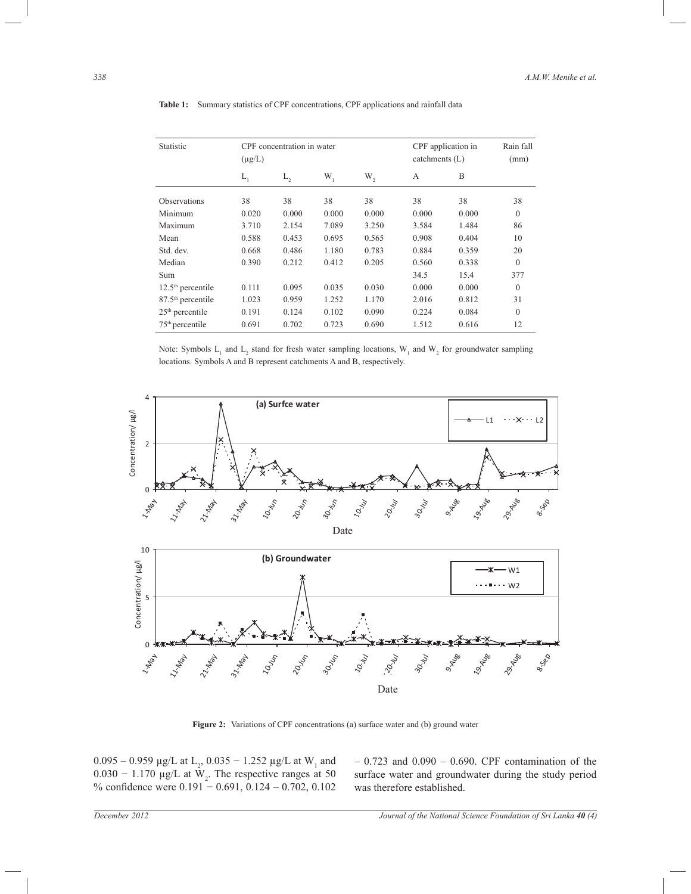**Table 1:** Summary statistics of CPF concentrations, CPF applications and rainfall data

| Statistic | CPF concentration in water (μg/L) | | | | CPF application in catchments (L) | | Rain fall (mm) |
|---|---|---|---|---|---|---|---|
| | $L_1$ | $L_2$ | $W_1$ | $W_2$ | A | B | |
| Observations | 38 | 38 | 38 | 38 | 38 | 38 | 38 |
| Minimum | 0.020 | 0.000 | 0.000 | 0.000 | 0.000 | 0.000 | 0 |
| Maximum | 3.710 | 2.154 | 7.089 | 3.250 | 3.584 | 1.484 | 86 |
| Mean | 0.588 | 0.453 | 0.695 | 0.565 | 0.908 | 0.404 | 10 |
| Std. dev. | 0.668 | 0.486 | 1.180 | 0.783 | 0.884 | 0.359 | 20 |
| Median | 0.390 | 0.212 | 0.412 | 0.205 | 0.560 | 0.338 | 0 |
| Sum | | | | | 34.5 | 15.4 | 377 |
| 12.5th percentile | 0.111 | 0.095 | 0.035 | 0.030 | 0.000 | 0.000 | 0 |
| 87.5th percentile | 1.023 | 0.959 | 1.252 | 1.170 | 2.016 | 0.812 | 31 |
| 25th percentile | 0.191 | 0.124 | 0.102 | 0.090 | 0.224 | 0.084 | 0 |
| 75th percentile | 0.691 | 0.702 | 0.723 | 0.690 | 1.512 | 0.616 | 12 |

Note: Symbols $L_1$ and $L_2$ stand for fresh water sampling locations, $W_1$ and $W_2$ for groundwater sampling locations. Symbols A and B represent catchments A and B, respectively.

**Figure 2:** Variations of CPF concentrations (a) surface water and (b) ground water

0.095 – 0.959 μg/L at $L_2$, 0.035 − 1.252 μg/L at $W_1$ and 0.030 − 1.170 μg/L at $W_2$. The respective ranges at 50 % confidence were 0.191 − 0.691, 0.124 – 0.702, 0.102 – 0.723 and 0.090 – 0.690. CPF contamination of the surface water and groundwater during the study period was therefore established.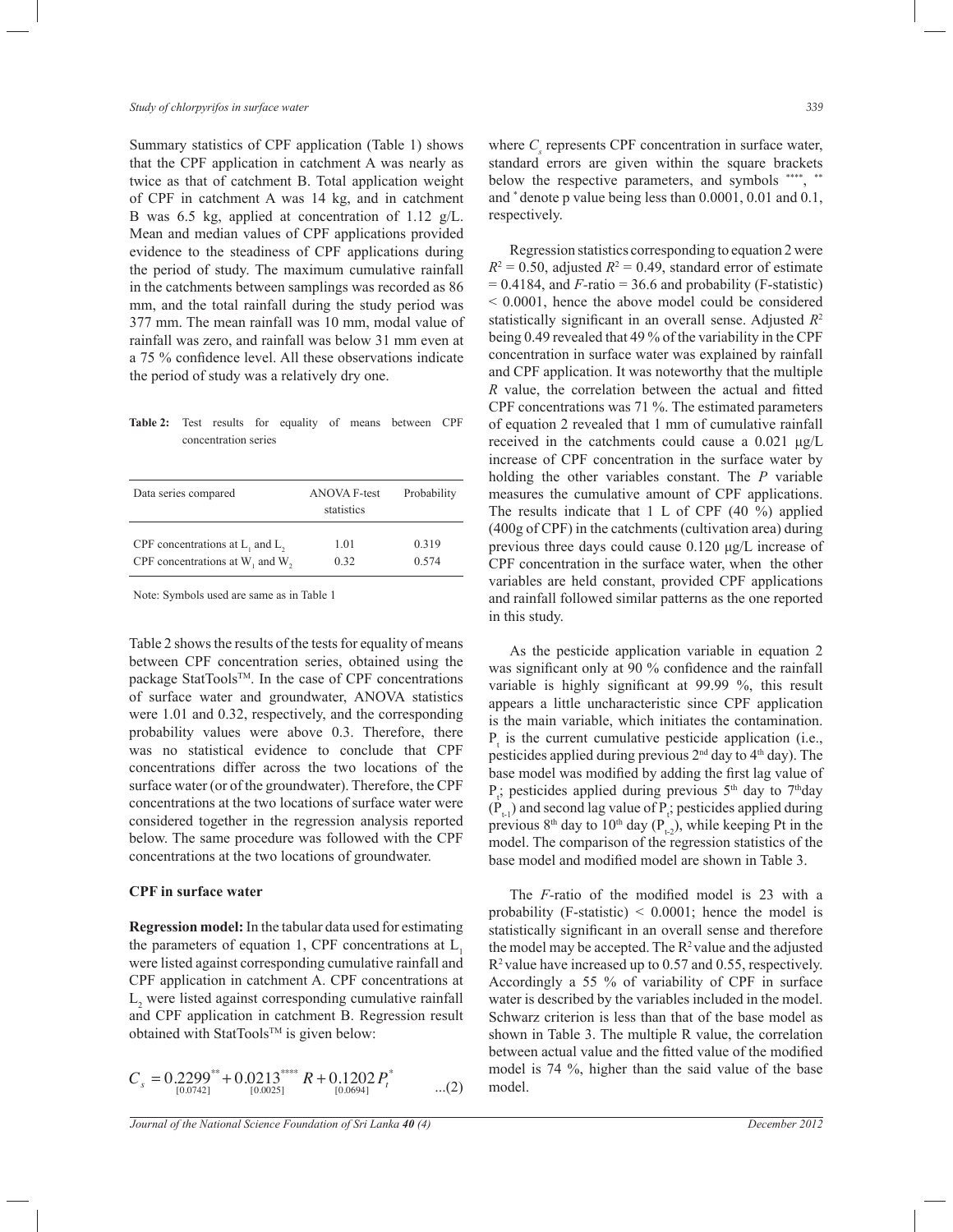Summary statistics of CPF application (Table 1) shows that the CPF application in catchment A was nearly as twice as that of catchment B. Total application weight of CPF in catchment A was 14 kg, and in catchment B was 6.5 kg, applied at concentration of 1.12 g/L. Mean and median values of CPF applications provided evidence to the steadiness of CPF applications during the period of study. The maximum cumulative rainfall in the catchments between samplings was recorded as 86 mm, and the total rainfall during the study period was 377 mm. The mean rainfall was 10 mm, modal value of rainfall was zero, and rainfall was below 31 mm even at a 75 % confidence level. All these observations indicate the period of study was a relatively dry one.

**Table 2:** Test results for equality of means between CPF concentration series

| Data series compared | ANOVA F-test statistics | Probability |
|---|---|---|
| CPF concentrations at $L_1$ and $L_2$ | 1.01 | 0.319 |
| CPF concentrations at $W_1$ and $W_2$ | 0.32 | 0.574 |

Note: Symbols used are same as in Table 1

Table 2 shows the results of the tests for equality of means between CPF concentration series, obtained using the package StatTools™. In the case of CPF concentrations of surface water and groundwater, ANOVA statistics were 1.01 and 0.32, respectively, and the corresponding probability values were above 0.3. Therefore, there was no statistical evidence to conclude that CPF concentrations differ across the two locations of the surface water (or of the groundwater). Therefore, the CPF concentrations at the two locations of surface water were considered together in the regression analysis reported below. The same procedure was followed with the CPF concentrations at the two locations of groundwater.

### CPF in surface water

**Regression model:** In the tabular data used for estimating the parameters of equation 1, CPF concentrations at $L_1$ were listed against corresponding cumulative rainfall and CPF application in catchment A. CPF concentrations at $L_2$ were listed against corresponding cumulative rainfall and CPF application in catchment B. Regression result obtained with StatTools™ is given below:

$$C_s = \underset{[0.0742]}{0.2299^{**}} + \underset{[0.0025]}{0.0213^{****}} R + \underset{[0.0694]}{0.1202} P_t^{*} \qquad ...(2)$$

where $C_s$ represents CPF concentration in surface water, standard errors are given within the square brackets below the respective parameters, and symbols $^{****}$, $^{**}$ and $^{*}$ denote p value being less than 0.0001, 0.01 and 0.1, respectively.

Regression statistics corresponding to equation 2 were $R^2 = 0.50$, adjusted $R^2 = 0.49$, standard error of estimate = 0.4184, and *F*-ratio = 36.6 and probability (F-statistic) < 0.0001, hence the above model could be considered statistically significant in an overall sense. Adjusted $R^2$ being 0.49 revealed that 49 % of the variability in the CPF concentration in surface water was explained by rainfall and CPF application. It was noteworthy that the multiple *R* value, the correlation between the actual and fitted CPF concentrations was 71 %. The estimated parameters of equation 2 revealed that 1 mm of cumulative rainfall received in the catchments could cause a 0.021 μg/L increase of CPF concentration in the surface water by holding the other variables constant. The *P* variable measures the cumulative amount of CPF applications. The results indicate that 1 L of CPF (40 %) applied (400g of CPF) in the catchments (cultivation area) during previous three days could cause 0.120 μg/L increase of CPF concentration in the surface water, when the other variables are held constant, provided CPF applications and rainfall followed similar patterns as the one reported in this study.

As the pesticide application variable in equation 2 was significant only at 90 % confidence and the rainfall variable is highly significant at 99.99 %, this result appears a little uncharacteristic since CPF application is the main variable, which initiates the contamination. $P_t$ is the current cumulative pesticide application (i.e., pesticides applied during previous 2nd day to 4th day). The base model was modified by adding the first lag value of $P_t$; pesticides applied during previous 5th day to 7th day ($P_{t-1}$) and second lag value of $P_t$; pesticides applied during previous 8th day to 10th day ($P_{t-2}$), while keeping Pt in the model. The comparison of the regression statistics of the base model and modified model are shown in Table 3.

The *F*-ratio of the modified model is 23 with a probability (F-statistic) < 0.0001; hence the model is statistically significant in an overall sense and therefore the model may be accepted. The $R^2$ value and the adjusted $R^2$ value have increased up to 0.57 and 0.55, respectively. Accordingly a 55 % of variability of CPF in surface water is described by the variables included in the model. Schwarz criterion is less than that of the base model as shown in Table 3. The multiple R value, the correlation between actual value and the fitted value of the modified model is 74 %, higher than the said value of the base model.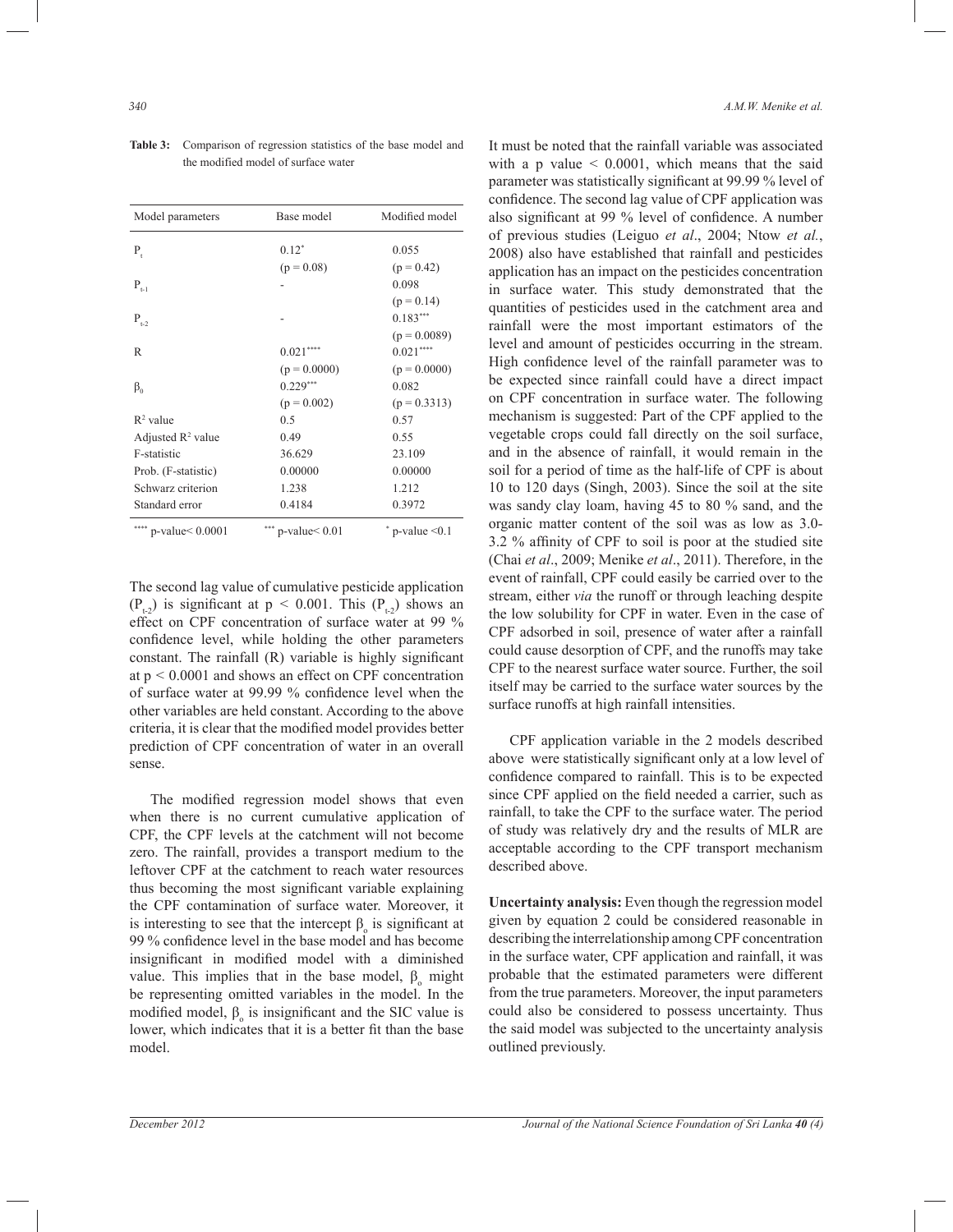**Table 3:** Comparison of regression statistics of the base model and the modified model of surface water

| Model parameters | Base model | Modified model |
|---|---|---|
| $P_t$ | $0.12^{*}$ | 0.055 |
| | (p = 0.08) | (p = 0.42) |
| $P_{t-1}$ | - | 0.098 |
| | | (p = 0.14) |
| $P_{t-2}$ | - | $0.183^{***}$ |
| | | (p = 0.0089) |
| R | $0.021^{****}$ | $0.021^{****}$ |
| | (p = 0.0000) | (p = 0.0000) |
| $\beta_0$ | $0.229^{***}$ | 0.082 |
| | (p = 0.002) | (p = 0.3313) |
| $R^2$ value | 0.5 | 0.57 |
| Adjusted $R^2$ value | 0.49 | 0.55 |
| F-statistic | 36.629 | 23.109 |
| Prob. (F-statistic) | 0.00000 | 0.00000 |
| Schwarz criterion | 1.238 | 1.212 |
| Standard error | 0.4184 | 0.3972 |

**** p-value< 0.0001 *** p-value< 0.01 * p-value <0.1

The second lag value of cumulative pesticide application ($P_{t-2}$) is significant at $p < 0.001$. This ($P_{t-2}$) shows an effect on CPF concentration of surface water at 99 % confidence level, while holding the other parameters constant. The rainfall (R) variable is highly significant at $p < 0.0001$ and shows an effect on CPF concentration of surface water at 99.99 % confidence level when the other variables are held constant. According to the above criteria, it is clear that the modified model provides better prediction of CPF concentration of water in an overall sense.

The modified regression model shows that even when there is no current cumulative application of CPF, the CPF levels at the catchment will not become zero. The rainfall, provides a transport medium to the leftover CPF at the catchment to reach water resources thus becoming the most significant variable explaining the CPF contamination of surface water. Moreover, it is interesting to see that the intercept $\beta_o$ is significant at 99 % confidence level in the base model and has become insignificant in modified model with a diminished value. This implies that in the base model, $\beta_o$ might be representing omitted variables in the model. In the modified model, $\beta_o$ is insignificant and the SIC value is lower, which indicates that it is a better fit than the base model.

It must be noted that the rainfall variable was associated with a p value < 0.0001, which means that the said parameter was statistically significant at 99.99 % level of confidence. The second lag value of CPF application was also significant at 99 % level of confidence. A number of previous studies (Leiguo *et al*., 2004; Ntow *et al.*, 2008) also have established that rainfall and pesticides application has an impact on the pesticides concentration in surface water. This study demonstrated that the quantities of pesticides used in the catchment area and rainfall were the most important estimators of the level and amount of pesticides occurring in the stream. High confidence level of the rainfall parameter was to be expected since rainfall could have a direct impact on CPF concentration in surface water. The following mechanism is suggested: Part of the CPF applied to the vegetable crops could fall directly on the soil surface, and in the absence of rainfall, it would remain in the soil for a period of time as the half-life of CPF is about 10 to 120 days (Singh, 2003). Since the soil at the site was sandy clay loam, having 45 to 80 % sand, and the organic matter content of the soil was as low as 3.0-3.2 % affinity of CPF to soil is poor at the studied site (Chai *et al*., 2009; Menike *et al*., 2011). Therefore, in the event of rainfall, CPF could easily be carried over to the stream, either *via* the runoff or through leaching despite the low solubility for CPF in water. Even in the case of CPF adsorbed in soil, presence of water after a rainfall could cause desorption of CPF, and the runoffs may take CPF to the nearest surface water source. Further, the soil itself may be carried to the surface water sources by the surface runoffs at high rainfall intensities.

CPF application variable in the 2 models described above were statistically significant only at a low level of confidence compared to rainfall. This is to be expected since CPF applied on the field needed a carrier, such as rainfall, to take the CPF to the surface water. The period of study was relatively dry and the results of MLR are acceptable according to the CPF transport mechanism described above.

**Uncertainty analysis:** Even though the regression model given by equation 2 could be considered reasonable in describing the interrelationship among CPF concentration in the surface water, CPF application and rainfall, it was probable that the estimated parameters were different from the true parameters. Moreover, the input parameters could also be considered to possess uncertainty. Thus the said model was subjected to the uncertainty analysis outlined previously.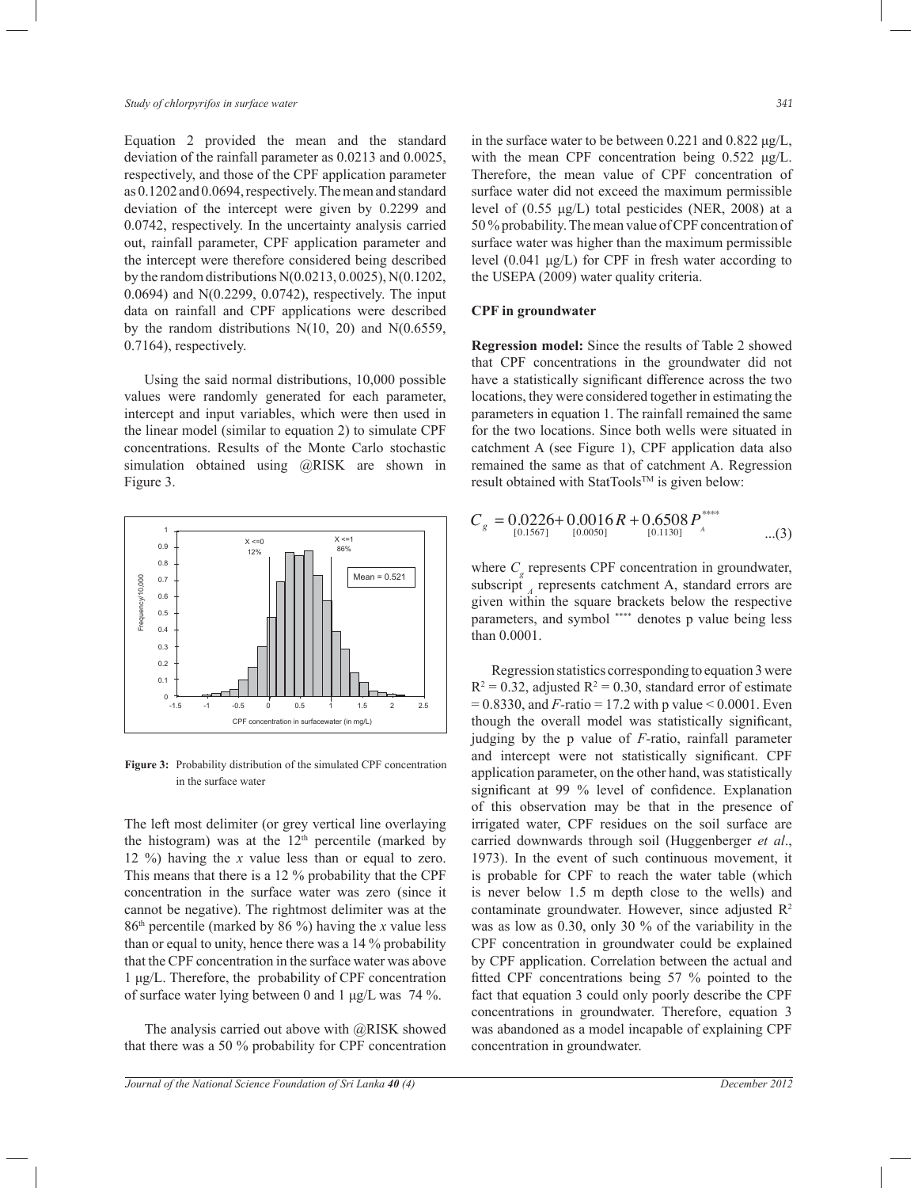Equation 2 provided the mean and the standard deviation of the rainfall parameter as 0.0213 and 0.0025, respectively, and those of the CPF application parameter as 0.1202 and 0.0694, respectively. The mean and standard deviation of the intercept were given by 0.2299 and 0.0742, respectively. In the uncertainty analysis carried out, rainfall parameter, CPF application parameter and the intercept were therefore considered being described by the random distributions N(0.0213, 0.0025), N(0.1202, 0.0694) and N(0.2299, 0.0742), respectively. The input data on rainfall and CPF applications were described by the random distributions N(10, 20) and N(0.6559, 0.7164), respectively.

Using the said normal distributions, 10,000 possible values were randomly generated for each parameter, intercept and input variables, which were then used in the linear model (similar to equation 2) to simulate CPF concentrations. Results of the Monte Carlo stochastic simulation obtained using @RISK are shown in Figure 3.

**Figure 3:** Probability distribution of the simulated CPF concentration in the surface water

The left most delimiter (or grey vertical line overlaying the histogram) was at the 12th percentile (marked by 12 %) having the $x$ value less than or equal to zero. This means that there is a 12 % probability that the CPF concentration in the surface water was zero (since it cannot be negative). The rightmost delimiter was at the 86th percentile (marked by 86 %) having the $x$ value less than or equal to unity, hence there was a 14 % probability that the CPF concentration in the surface water was above 1 μg/L. Therefore, the probability of CPF concentration of surface water lying between 0 and 1 μg/L was 74 %.

The analysis carried out above with @RISK showed that there was a 50 % probability for CPF concentration in the surface water to be between 0.221 and 0.822 μg/L, with the mean CPF concentration being 0.522 μg/L. Therefore, the mean value of CPF concentration of surface water did not exceed the maximum permissible level of (0.55 μg/L) total pesticides (NER, 2008) at a 50 % probability. The mean value of CPF concentration of surface water was higher than the maximum permissible level (0.041 μg/L) for CPF in fresh water according to the USEPA (2009) water quality criteria.

### CPF in groundwater

**Regression model:** Since the results of Table 2 showed that CPF concentrations in the groundwater did not have a statistically significant difference across the two locations, they were considered together in estimating the parameters in equation 1. The rainfall remained the same for the two locations. Since both wells were situated in catchment A (see Figure 1), CPF application data also remained the same as that of catchment A. Regression result obtained with StatTools™ is given below:

$$C_g = \underset{[0.1567]}{0.0226} + \underset{[0.0050]}{0.0016}\,R + \underset{[0.1130]}{0.6508}\,P_A^{****} \qquad ...(3)$$

where $C_g$ represents CPF concentration in groundwater, subscript $_A$ represents catchment A, standard errors are given within the square brackets below the respective parameters, and symbol **** denotes p value being less than 0.0001.

Regression statistics corresponding to equation 3 were $R^2 = 0.32$, adjusted $R^2 = 0.30$, standard error of estimate $= 0.8330$, and $F$-ratio $= 17.2$ with p value $< 0.0001$. Even though the overall model was statistically significant, judging by the p value of $F$-ratio, rainfall parameter and intercept were not statistically significant. CPF application parameter, on the other hand, was statistically significant at 99 % level of confidence. Explanation of this observation may be that in the presence of irrigated water, CPF residues on the soil surface are carried downwards through soil (Huggenberger *et al*., 1973). In the event of such continuous movement, it is probable for CPF to reach the water table (which is never below 1.5 m depth close to the wells) and contaminate groundwater. However, since adjusted $R^2$ was as low as 0.30, only 30 % of the variability in the CPF concentration in groundwater could be explained by CPF application. Correlation between the actual and fitted CPF concentrations being 57 % pointed to the fact that equation 3 could only poorly describe the CPF concentrations in groundwater. Therefore, equation 3 was abandoned as a model incapable of explaining CPF concentration in groundwater.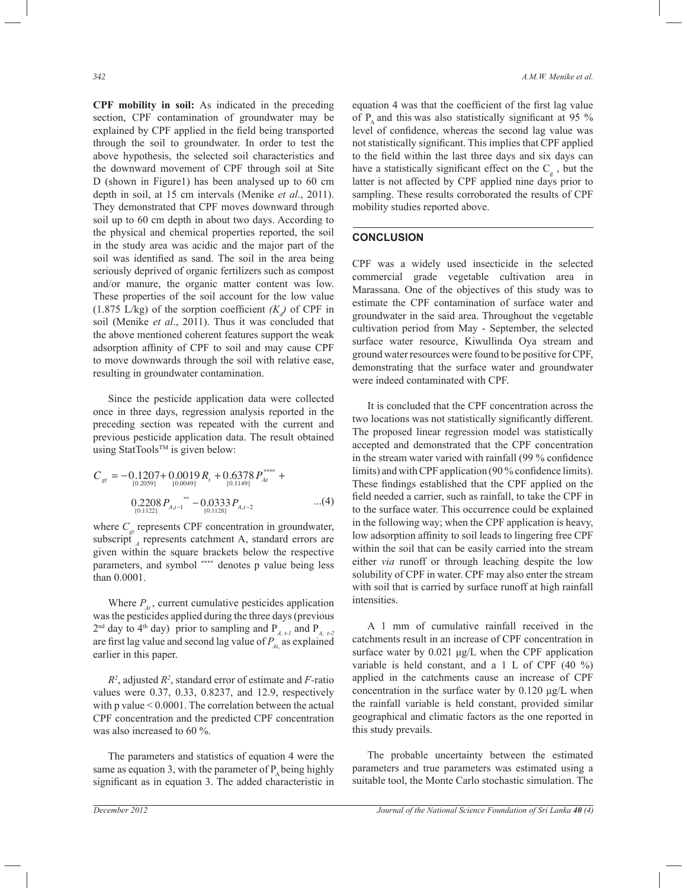**CPF mobility in soil:** As indicated in the preceding section, CPF contamination of groundwater may be explained by CPF applied in the field being transported through the soil to groundwater. In order to test the above hypothesis, the selected soil characteristics and the downward movement of CPF through soil at Site D (shown in Figure1) has been analysed up to 60 cm depth in soil, at 15 cm intervals (Menike *et al*., 2011). They demonstrated that CPF moves downward through soil up to 60 cm depth in about two days. According to the physical and chemical properties reported, the soil in the study area was acidic and the major part of the soil was identified as sand. The soil in the area being seriously deprived of organic fertilizers such as compost and/or manure, the organic matter content was low. These properties of the soil account for the low value (1.875 L/kg) of the sorption coefficient ($K_d$) of CPF in soil (Menike *et al*., 2011). Thus it was concluded that the above mentioned coherent features support the weak adsorption affinity of CPF to soil and may cause CPF to move downwards through the soil with relative ease, resulting in groundwater contamination.

Since the pesticide application data were collected once in three days, regression analysis reported in the preceding section was repeated with the current and previous pesticide application data. The result obtained using StatTools™ is given below:

$$C_{gt} = -\underset{[0.2059]}{0.1207} + \underset{[0.0049]}{0.0019} R_t + \underset{[0.1149]}{0.6378} P_{At}^{****} + \underset{[0.1122]}{0.2208} P_{A,t-1}^{**} - \underset{[0.1128]}{0.0333} P_{A,t-2} \quad ...(4)$$

where $C_{gt}$ represents CPF concentration in groundwater, subscript $_A$ represents catchment A, standard errors are given within the square brackets below the respective parameters, and symbol $^{****}$ denotes p value being less than 0.0001.

Where $P_{At}$, current cumulative pesticides application was the pesticides applied during the three days (previous 2nd day to 4th day) prior to sampling and $P_{A,\,t-1}$ and $P_{A,\,t-2}$ are first lag value and second lag value of $P_{At}$, as explained earlier in this paper.

$R^2$, adjusted $R^2$, standard error of estimate and *F*-ratio values were 0.37, 0.33, 0.8237, and 12.9, respectively with p value < 0.0001. The correlation between the actual CPF concentration and the predicted CPF concentration was also increased to 60 %.

The parameters and statistics of equation 4 were the same as equation 3, with the parameter of $P_A$ being highly significant as in equation 3. The added characteristic in equation 4 was that the coefficient of the first lag value of $P_A$ and this was also statistically significant at 95 % level of confidence, whereas the second lag value was not statistically significant. This implies that CPF applied to the field within the last three days and six days can have a statistically significant effect on the $C_g$, but the latter is not affected by CPF applied nine days prior to sampling. These results corroborated the results of CPF mobility studies reported above.

## CONCLUSION

CPF was a widely used insecticide in the selected commercial grade vegetable cultivation area in Marassana. One of the objectives of this study was to estimate the CPF contamination of surface water and groundwater in the said area. Throughout the vegetable cultivation period from May - September, the selected surface water resource, Kiwullinda Oya stream and ground water resources were found to be positive for CPF, demonstrating that the surface water and groundwater were indeed contaminated with CPF.

It is concluded that the CPF concentration across the two locations was not statistically significantly different. The proposed linear regression model was statistically accepted and demonstrated that the CPF concentration in the stream water varied with rainfall (99 % confidence limits) and with CPF application (90 % confidence limits). These findings established that the CPF applied on the field needed a carrier, such as rainfall, to take the CPF in to the surface water. This occurrence could be explained in the following way; when the CPF application is heavy, low adsorption affinity to soil leads to lingering free CPF within the soil that can be easily carried into the stream either *via* runoff or through leaching despite the low solubility of CPF in water. CPF may also enter the stream with soil that is carried by surface runoff at high rainfall intensities.

A 1 mm of cumulative rainfall received in the catchments result in an increase of CPF concentration in surface water by 0.021 μg/L when the CPF application variable is held constant, and a 1 L of CPF (40 %) applied in the catchments cause an increase of CPF concentration in the surface water by 0.120 μg/L when the rainfall variable is held constant, provided similar geographical and climatic factors as the one reported in this study prevails.

The probable uncertainty between the estimated parameters and true parameters was estimated using a suitable tool, the Monte Carlo stochastic simulation. The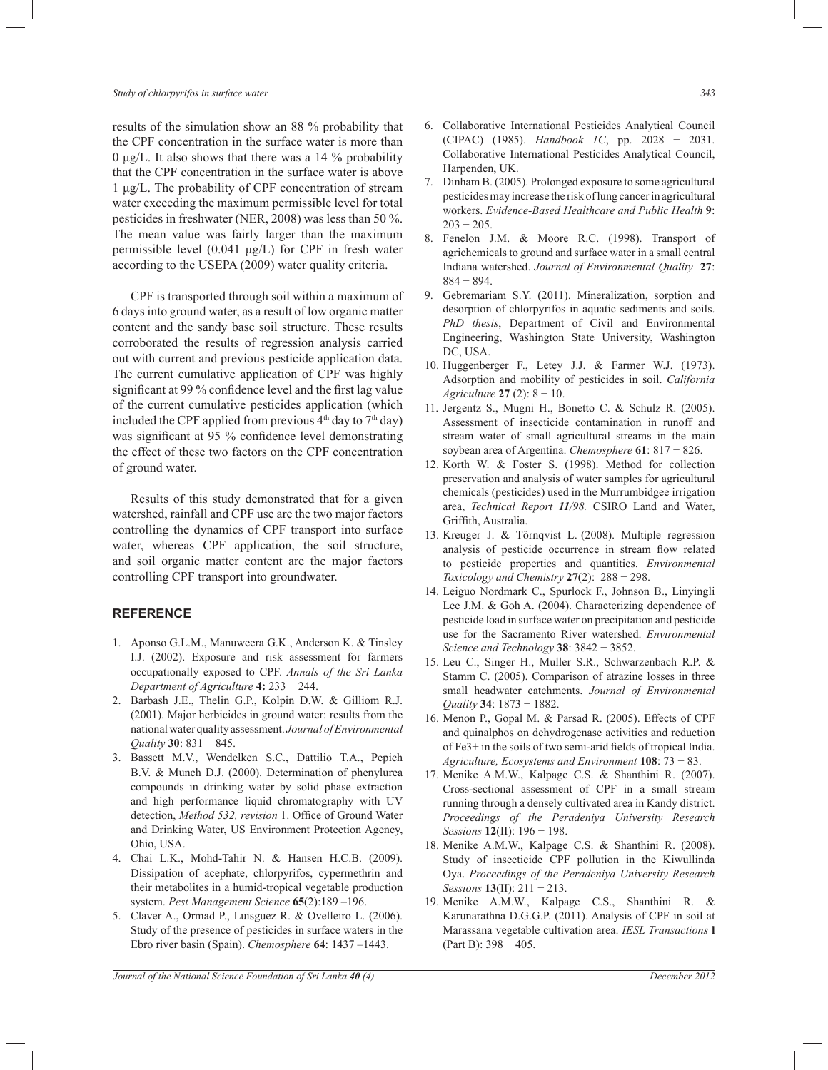results of the simulation show an 88 % probability that the CPF concentration in the surface water is more than 0 µg/L. It also shows that there was a 14 % probability that the CPF concentration in the surface water is above 1 µg/L. The probability of CPF concentration of stream water exceeding the maximum permissible level for total pesticides in freshwater (NER, 2008) was less than 50 %. The mean value was fairly larger than the maximum permissible level (0.041 µg/L) for CPF in fresh water according to the USEPA (2009) water quality criteria.

CPF is transported through soil within a maximum of 6 days into ground water, as a result of low organic matter content and the sandy base soil structure. These results corroborated the results of regression analysis carried out with current and previous pesticide application data. The current cumulative application of CPF was highly significant at 99 % confidence level and the first lag value of the current cumulative pesticides application (which included the CPF applied from previous $4^{th}$ day to $7^{th}$ day) was significant at 95 % confidence level demonstrating the effect of these two factors on the CPF concentration of ground water.

Results of this study demonstrated that for a given watershed, rainfall and CPF use are the two major factors controlling the dynamics of CPF transport into surface water, whereas CPF application, the soil structure, and soil organic matter content are the major factors controlling CPF transport into groundwater.

## REFERENCE

1. Aponso G.L.M., Manuweera G.K., Anderson K. & Tinsley I.J. (2002). Exposure and risk assessment for farmers occupationally exposed to CPF. *Annals of the Sri Lanka Department of Agriculture* **4:** 233 − 244.
2. Barbash J.E., Thelin G.P., Kolpin D.W. & Gilliom R.J. (2001). Major herbicides in ground water: results from the national water quality assessment. *Journal of Environmental Quality* **30**: 831 − 845.
3. Bassett M.V., Wendelken S.C., Dattilio T.A., Pepich B.V. & Munch D.J. (2000). Determination of phenylurea compounds in drinking water by solid phase extraction and high performance liquid chromatography with UV detection, *Method 532, revision* 1. Office of Ground Water and Drinking Water, US Environment Protection Agency, Ohio, USA.
4. Chai L.K., Mohd-Tahir N. & Hansen H.C.B. (2009). Dissipation of acephate, chlorpyrifos, cypermethrin and their metabolites in a humid-tropical vegetable production system. *Pest Management Science* **65**(2):189 –196.
5. Claver A., Ormad P., Luisguez R. & Ovelleiro L. (2006). Study of the presence of pesticides in surface waters in the Ebro river basin (Spain). *Chemosphere* **64**: 1437 –1443.
6. Collaborative International Pesticides Analytical Council (CIPAC) (1985). *Handbook 1C*, pp. 2028 − 2031. Collaborative International Pesticides Analytical Council, Harpenden, UK.
7. Dinham B. (2005). Prolonged exposure to some agricultural pesticides may increase the risk of lung cancer in agricultural workers. *Evidence-Based Healthcare and Public Health* **9**: 203 − 205.
8. Fenelon J.M. & Moore R.C. (1998). Transport of agrichemicals to ground and surface water in a small central Indiana watershed. *Journal of Environmental Quality* **27**: 884 − 894.
9. Gebremariam S.Y. (2011). Mineralization, sorption and desorption of chlorpyrifos in aquatic sediments and soils. *PhD thesis*, Department of Civil and Environmental Engineering, Washington State University, Washington DC, USA.
10. Huggenberger F., Letey J.J. & Farmer W.J. (1973). Adsorption and mobility of pesticides in soil. *California Agriculture* **27** (2): 8 − 10.
11. Jergentz S., Mugni H., Bonetto C. & Schulz R. (2005). Assessment of insecticide contamination in runoff and stream water of small agricultural streams in the main soybean area of Argentina. *Chemosphere* **61**: 817 − 826.
12. Korth W. & Foster S. (1998). Method for collection preservation and analysis of water samples for agricultural chemicals (pesticides) used in the Murrumbidgee irrigation area, *Technical Report 11/98.* CSIRO Land and Water, Griffith, Australia.
13. Kreuger J. & Törnqvist L. (2008). Multiple regression analysis of pesticide occurrence in stream flow related to pesticide properties and quantities. *Environmental Toxicology and Chemistry* **27**(2): 288 − 298.
14. Leiguo Nordmark C., Spurlock F., Johnson B., Linyingli Lee J.M. & Goh A.J. (2004). Characterizing dependence of pesticide load in surface water on precipitation and pesticide use for the Sacramento River watershed. *Environmental Science and Technology* **38**: 3842 − 3852.
15. Leu C., Singer H., Muller S.R., Schwarzenbach R.P. & Stamm C. (2005). Comparison of atrazine losses in three small headwater catchments. *Journal of Environmental Quality* **34**: 1873 − 1882.
16. Menon P., Gopal M. & Parsad R. (2005). Effects of CPF and quinalphos on dehydrogenase activities and reduction of Fe3+ in the soils of two semi-arid fields of tropical India. *Agriculture, Ecosystems and Environment* **108**: 73 − 83.
17. Menike A.M.W., Kalpage C.S. & Shanthini R. (2007). Cross-sectional assessment of CPF in a small stream running through a densely cultivated area in Kandy district. *Proceedings of the Peradeniya University Research Sessions* **12**(II): 196 − 198.
18. Menike A.M.W., Kalpage C.S. & Shanthini R. (2008). Study of insecticide CPF pollution in the Kiwullinda Oya. *Proceedings of the Peradeniya University Research Sessions* **13**(II): 211 − 213.
19. Menike A.M.W., Kalpage C.S., Shanthini R. & Karunarathna D.G.G.P. (2011). Analysis of CPF in soil at Marassana vegetable cultivation area. *IESL Transactions* **l** (Part B): 398 − 405.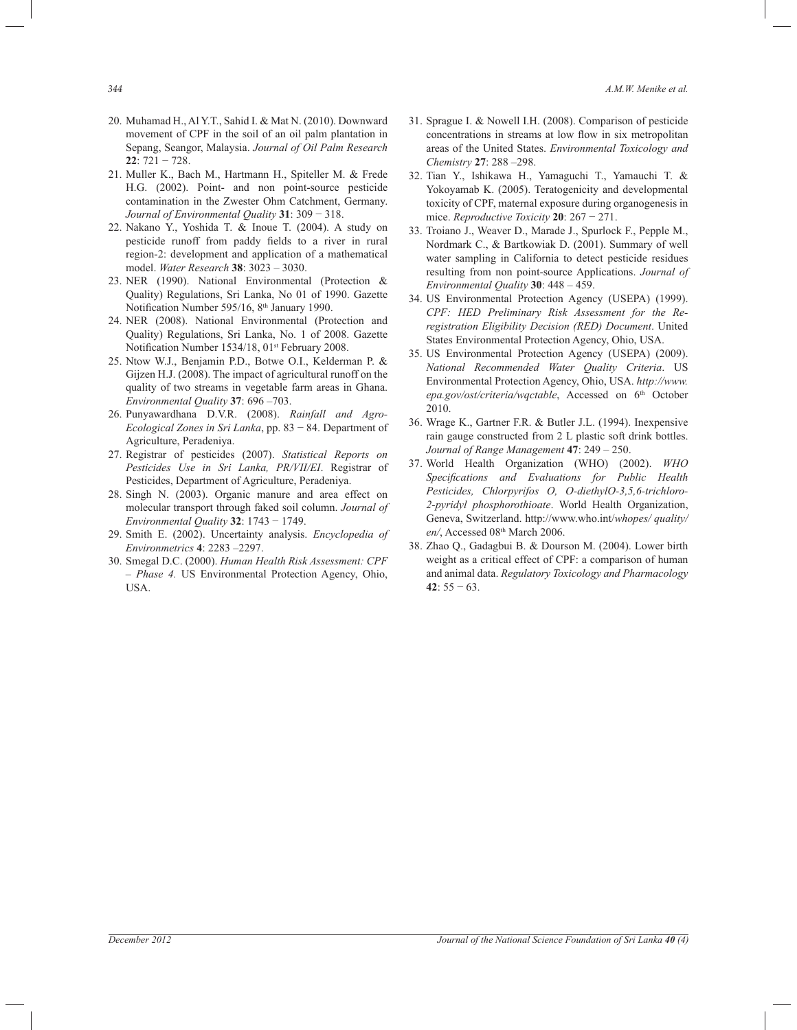20. Muhamad H., Al Y.T., Sahid I. & Mat N. (2010). Downward movement of CPF in the soil of an oil palm plantation in Sepang, Seangor, Malaysia. *Journal of Oil Palm Research* **22**: 721 − 728.
21. Muller K., Bach M., Hartmann H., Spiteller M. & Frede H.G. (2002). Point- and non point-source pesticide contamination in the Zwester Ohm Catchment, Germany. *Journal of Environmental Quality* **31**: 309 − 318.
22. Nakano Y., Yoshida T. & Inoue T. (2004). A study on pesticide runoff from paddy fields to a river in rural region-2: development and application of a mathematical model. *Water Research* **38**: 3023 – 3030.
23. NER (1990). National Environmental (Protection & Quality) Regulations, Sri Lanka, No 01 of 1990. Gazette Notification Number 595/16, 8th January 1990.
24. NER (2008). National Environmental (Protection and Quality) Regulations, Sri Lanka, No. 1 of 2008. Gazette Notification Number 1534/18, 01st February 2008.
25. Ntow W.J., Benjamin P.D., Botwe O.I., Kelderman P. & Gijzen H.J. (2008). The impact of agricultural runoff on the quality of two streams in vegetable farm areas in Ghana. *Environmental Quality* **37**: 696 –703.
26. Punyawardhana D.V.R. (2008). *Rainfall and Agro-Ecological Zones in Sri Lanka*, pp. 83 − 84. Department of Agriculture, Peradeniya.
27. Registrar of pesticides (2007). *Statistical Reports on Pesticides Use in Sri Lanka, PR/VII/EI*. Registrar of Pesticides, Department of Agriculture, Peradeniya.
28. Singh N. (2003). Organic manure and area effect on molecular transport through faked soil column. *Journal of Environmental Quality* **32**: 1743 − 1749.
29. Smith E. (2002). Uncertainty analysis. *Encyclopedia of Environmetrics* **4**: 2283 –2297.
30. Smegal D.C. (2000). *Human Health Risk Assessment: CPF – Phase 4.* US Environmental Protection Agency, Ohio, USA.
31. Sprague I. & Nowell I.H. (2008). Comparison of pesticide concentrations in streams at low flow in six metropolitan areas of the United States. *Environmental Toxicology and Chemistry* **27**: 288 –298.
32. Tian Y., Ishikawa H., Yamaguchi T., Yamauchi T. & Yokoyamab K. (2005). Teratogenicity and developmental toxicity of CPF, maternal exposure during organogenesis in mice. *Reproductive Toxicity* **20**: 267 − 271.
33. Troiano J., Weaver D., Marade J., Spurlock F., Pepple M., Nordmark C., & Bartkowiak D. (2001). Summary of well water sampling in California to detect pesticide residues resulting from non point-source Applications. *Journal of Environmental Quality* **30**: 448 – 459.
34. US Environmental Protection Agency (USEPA) (1999). *CPF: HED Preliminary Risk Assessment for the Re-registration Eligibility Decision (RED) Document*. United States Environmental Protection Agency, Ohio, USA.
35. US Environmental Protection Agency (USEPA) (2009). *National Recommended Water Quality Criteria*. US Environmental Protection Agency, Ohio, USA. *http://www.epa.gov/ost/criteria/wqctable*, Accessed on 6th October 2010.
36. Wrage K., Gartner F.R. & Butler J.L. (1994). Inexpensive rain gauge constructed from 2 L plastic soft drink bottles. *Journal of Range Management* **47**: 249 – 250.
37. World Health Organization (WHO) (2002). *WHO Specifications and Evaluations for Public Health Pesticides, Chlorpyrifos O, O-diethylO-3,5,6-trichloro-2-pyridyl phosphorothioate*. World Health Organization, Geneva, Switzerland. http://www.who.int/*whopes/ quality/ en/*, Accessed 08th March 2006.
38. Zhao Q., Gadagbui B. & Dourson M. (2004). Lower birth weight as a critical effect of CPF: a comparison of human and animal data. *Regulatory Toxicology and Pharmacology* **42**: 55 − 63.